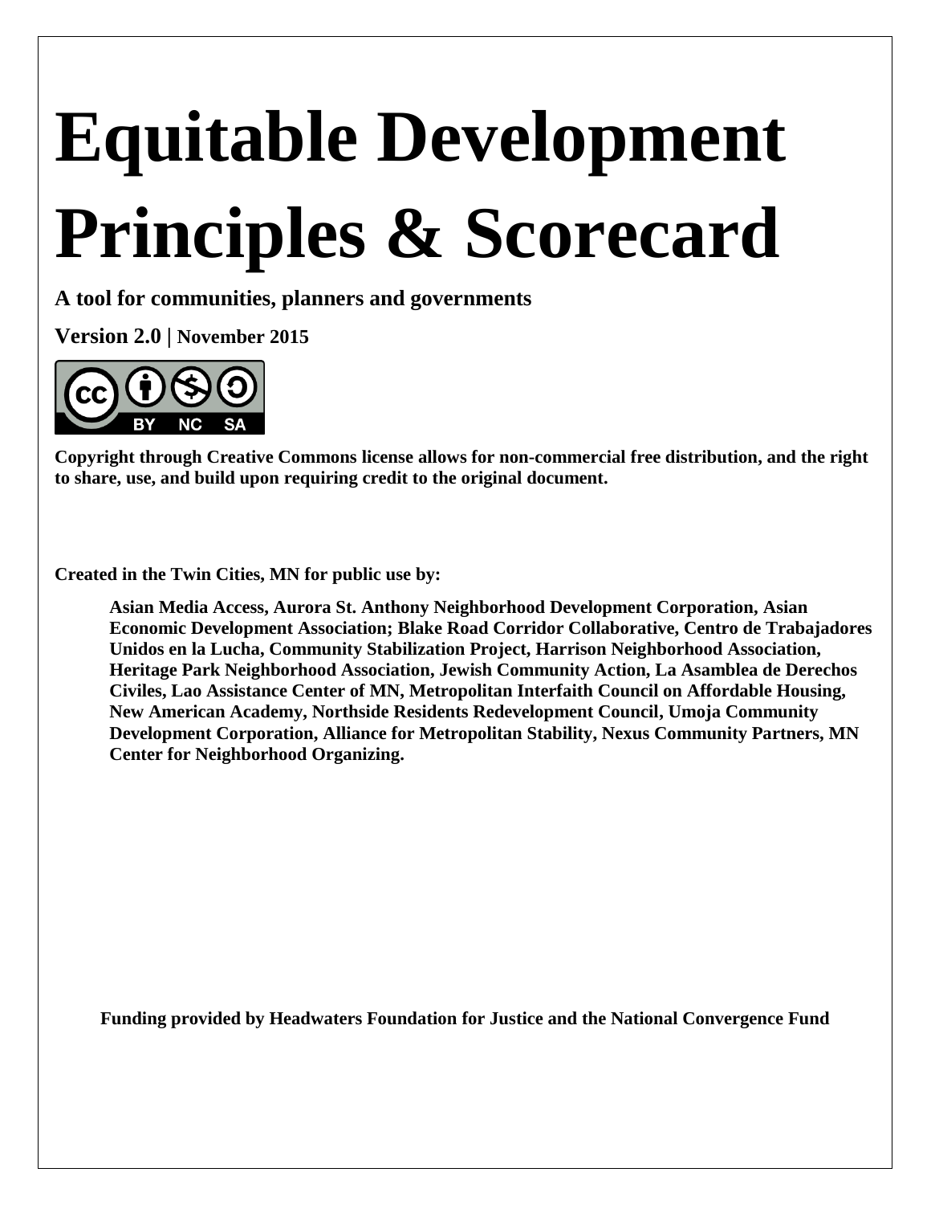# Equitable Development Principles & Scorecard

**A tool for communities, planners and governments**

**Version 2.0 | November 2015**

**Copyright through Creative Commons license allows for non-commercial free distribution, and the right to share, use, and build upon requiring credit to the original document.**

**Created in the Twin Cities, MN for public use by:**

**Asian Media Access, Aurora St. Anthony Neighborhood Development Corporation, Asian Economic Development Association; Blake Road Corridor Collaborative, Centro de Trabajadores Unidos en la Lucha, Community Stabilization Project, Harrison Neighborhood Association, Heritage Park Neighborhood Association, Jewish Community Action, La Asamblea de Derechos Civiles, Lao Assistance Center of MN, Metropolitan Interfaith Council on Affordable Housing, New American Academy, Northside Residents Redevelopment Council, Umoja Community Development Corporation, Alliance for Metropolitan Stability, Nexus Community Partners, MN Center for Neighborhood Organizing.**

**Funding provided by Headwaters Foundation for Justice and the National Convergence Fund**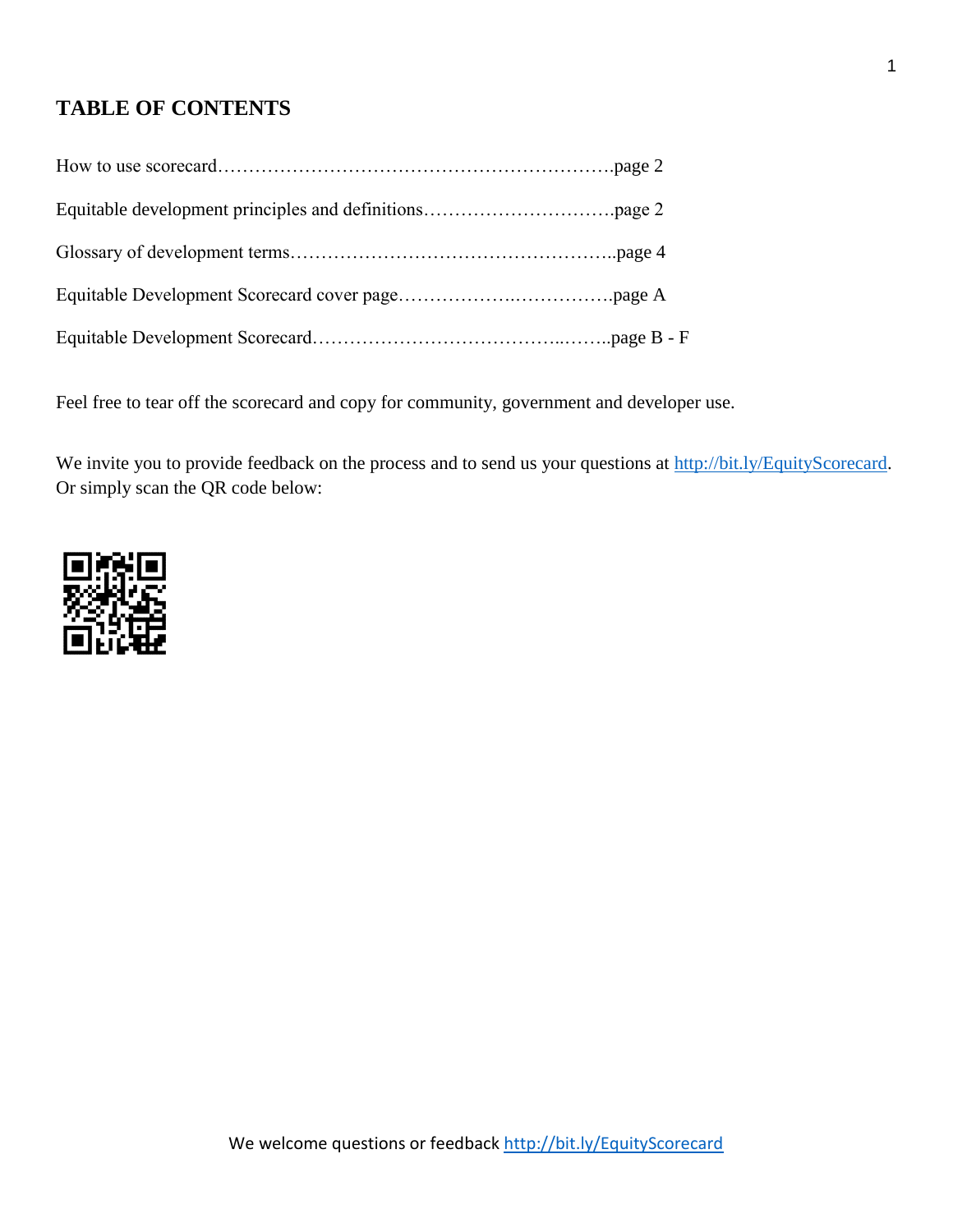## TABLE OF CONTENTS

How to use scorecard……………………………………………………….page 2

Equitable development principles and definitions………………………….page 2

Glossary of development terms……………………………………………..page 4

Equitable Development Scorecard cover page……………….…………….page A

Equitable Development Scorecard…………………………………..……..page B - F

Feel free to tear off the scorecard and copy for community, government and developer use.

We invite you to provide feedback on the process and to send us your questions at http://bit.ly/EquityScorecard. Or simply scan the QR code below:

We welcome questions or feedback http://bit.ly/EquityScorecard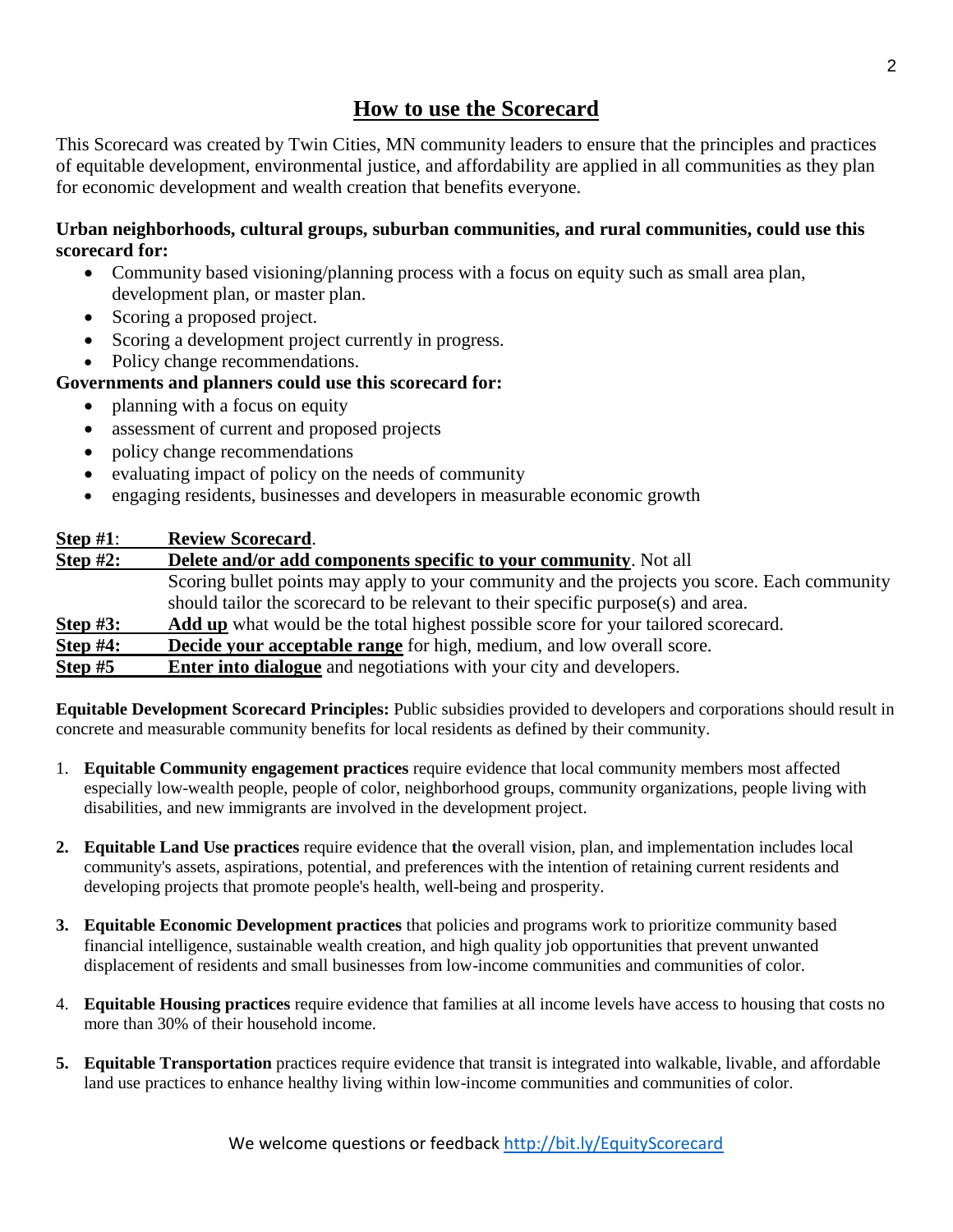# How to use the Scorecard

This Scorecard was created by Twin Cities, MN community leaders to ensure that the principles and practices of equitable development, environmental justice, and affordability are applied in all communities as they plan for economic development and wealth creation that benefits everyone.

**Urban neighborhoods, cultural groups, suburban communities, and rural communities, could use this scorecard for:**

- Community based visioning/planning process with a focus on equity such as small area plan, development plan, or master plan.
- Scoring a proposed project.
- Scoring a development project currently in progress.
- Policy change recommendations.

**Governments and planners could use this scorecard for:**

- planning with a focus on equity
- assessment of current and proposed projects
- policy change recommendations
- evaluating impact of policy on the needs of community
- engaging residents, businesses and developers in measurable economic growth

**Step #1**: **Review Scorecard**.

**Step #2:** **Delete and/or add components specific to your community**. Not all Scoring bullet points may apply to your community and the projects you score. Each community should tailor the scorecard to be relevant to their specific purpose(s) and area.

**Step #3:** **Add up** what would be the total highest possible score for your tailored scorecard.

**Step #4:** **Decide your acceptable range** for high, medium, and low overall score.

**Step #5** **Enter into dialogue** and negotiations with your city and developers.

**Equitable Development Scorecard Principles:** Public subsidies provided to developers and corporations should result in concrete and measurable community benefits for local residents as defined by their community.

1. **Equitable Community engagement practices** require evidence that local community members most affected especially low-wealth people, people of color, neighborhood groups, community organizations, people living with disabilities, and new immigrants are involved in the development project.
2. **Equitable Land Use practices** require evidence that the overall vision, plan, and implementation includes local community's assets, aspirations, potential, and preferences with the intention of retaining current residents and developing projects that promote people's health, well-being and prosperity.
3. **Equitable Economic Development practices** that policies and programs work to prioritize community based financial intelligence, sustainable wealth creation, and high quality job opportunities that prevent unwanted displacement of residents and small businesses from low-income communities and communities of color.
4. **Equitable Housing practices** require evidence that families at all income levels have access to housing that costs no more than 30% of their household income.
5. **Equitable Transportation** practices require evidence that transit is integrated into walkable, livable, and affordable land use practices to enhance healthy living within low-income communities and communities of color.

We welcome questions or feedback http://bit.ly/EquityScorecard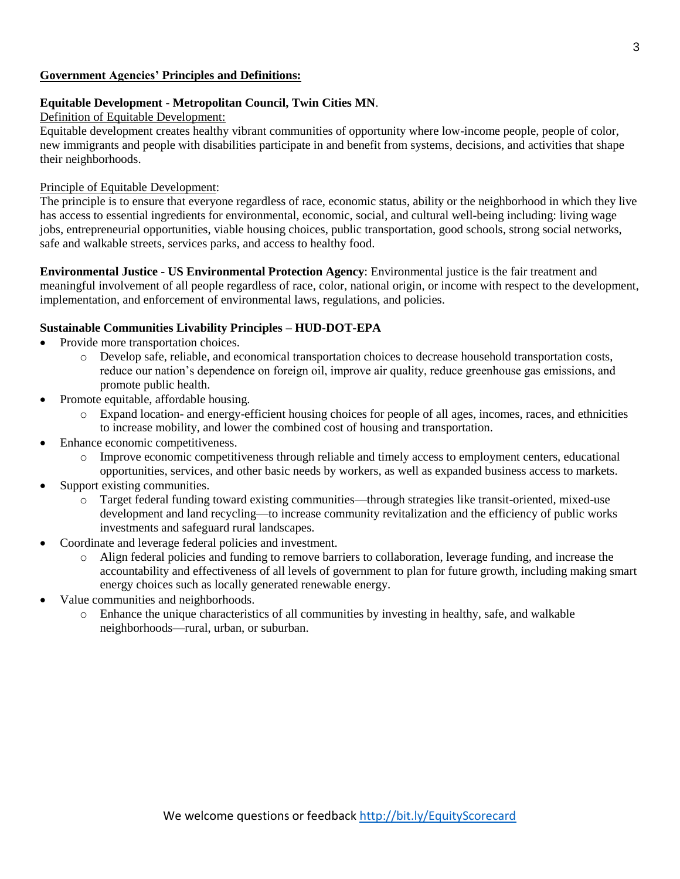## Government Agencies' Principles and Definitions:

**Equitable Development - Metropolitan Council, Twin Cities MN**.

Definition of Equitable Development:

Equitable development creates healthy vibrant communities of opportunity where low-income people, people of color, new immigrants and people with disabilities participate in and benefit from systems, decisions, and activities that shape their neighborhoods.

Principle of Equitable Development:

The principle is to ensure that everyone regardless of race, economic status, ability or the neighborhood in which they live has access to essential ingredients for environmental, economic, social, and cultural well-being including: living wage jobs, entrepreneurial opportunities, viable housing choices, public transportation, good schools, strong social networks, safe and walkable streets, services parks, and access to healthy food.

**Environmental Justice - US Environmental Protection Agency**: Environmental justice is the fair treatment and meaningful involvement of all people regardless of race, color, national origin, or income with respect to the development, implementation, and enforcement of environmental laws, regulations, and policies.

**Sustainable Communities Livability Principles – HUD-DOT-EPA**

- Provide more transportation choices.
  - Develop safe, reliable, and economical transportation choices to decrease household transportation costs, reduce our nation's dependence on foreign oil, improve air quality, reduce greenhouse gas emissions, and promote public health.
- Promote equitable, affordable housing.
  - Expand location- and energy-efficient housing choices for people of all ages, incomes, races, and ethnicities to increase mobility, and lower the combined cost of housing and transportation.
- Enhance economic competitiveness.
  - Improve economic competitiveness through reliable and timely access to employment centers, educational opportunities, services, and other basic needs by workers, as well as expanded business access to markets.
- Support existing communities.
  - Target federal funding toward existing communities—through strategies like transit-oriented, mixed-use development and land recycling—to increase community revitalization and the efficiency of public works investments and safeguard rural landscapes.
- Coordinate and leverage federal policies and investment.
  - Align federal policies and funding to remove barriers to collaboration, leverage funding, and increase the accountability and effectiveness of all levels of government to plan for future growth, including making smart energy choices such as locally generated renewable energy.
- Value communities and neighborhoods.
  - Enhance the unique characteristics of all communities by investing in healthy, safe, and walkable neighborhoods—rural, urban, or suburban.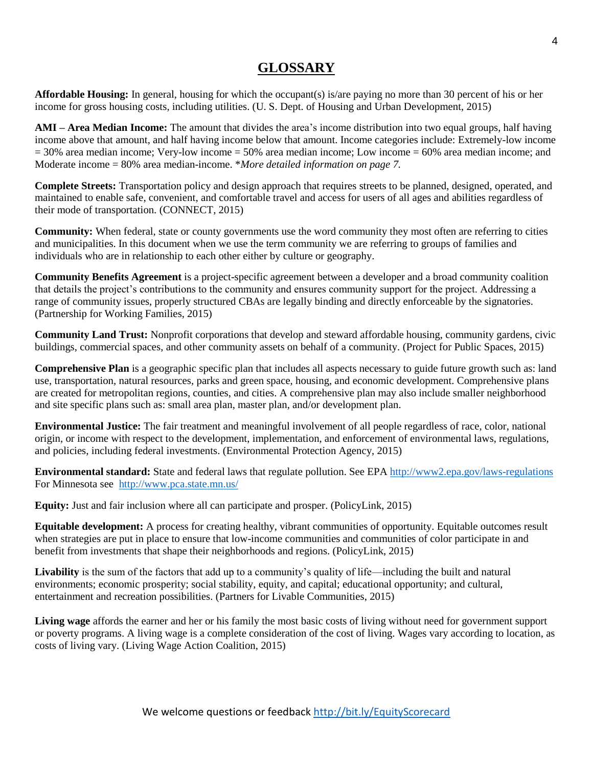# GLOSSARY

**Affordable Housing:** In general, housing for which the occupant(s) is/are paying no more than 30 percent of his or her income for gross housing costs, including utilities. (U. S. Dept. of Housing and Urban Development, 2015)

**AMI – Area Median Income:** The amount that divides the area's income distribution into two equal groups, half having income above that amount, and half having income below that amount. Income categories include: Extremely-low income = 30% area median income; Very-low income = 50% area median income; Low income = 60% area median income; and Moderate income = 80% area median-income. **More detailed information on page 7.*

**Complete Streets:** Transportation policy and design approach that requires streets to be planned, designed, operated, and maintained to enable safe, convenient, and comfortable travel and access for users of all ages and abilities regardless of their mode of transportation. (CONNECT, 2015)

**Community:** When federal, state or county governments use the word community they most often are referring to cities and municipalities. In this document when we use the term community we are referring to groups of families and individuals who are in relationship to each other either by culture or geography.

**Community Benefits Agreement** is a project-specific agreement between a developer and a broad community coalition that details the project's contributions to the community and ensures community support for the project. Addressing a range of community issues, properly structured CBAs are legally binding and directly enforceable by the signatories. (Partnership for Working Families, 2015)

**Community Land Trust:** Nonprofit corporations that develop and steward affordable housing, community gardens, civic buildings, commercial spaces, and other community assets on behalf of a community. (Project for Public Spaces, 2015)

**Comprehensive Plan** is a geographic specific plan that includes all aspects necessary to guide future growth such as: land use, transportation, natural resources, parks and green space, housing, and economic development. Comprehensive plans are created for metropolitan regions, counties, and cities. A comprehensive plan may also include smaller neighborhood and site specific plans such as: small area plan, master plan, and/or development plan.

**Environmental Justice:** The fair treatment and meaningful involvement of all people regardless of race, color, national origin, or income with respect to the development, implementation, and enforcement of environmental laws, regulations, and policies, including federal investments. (Environmental Protection Agency, 2015)

**Environmental standard:** State and federal laws that regulate pollution. See EPA http://www2.epa.gov/laws-regulations For Minnesota see http://www.pca.state.mn.us/

**Equity:** Just and fair inclusion where all can participate and prosper. (PolicyLink, 2015)

**Equitable development:** A process for creating healthy, vibrant communities of opportunity. Equitable outcomes result when strategies are put in place to ensure that low-income communities and communities of color participate in and benefit from investments that shape their neighborhoods and regions. (PolicyLink, 2015)

**Livability** is the sum of the factors that add up to a community's quality of life—including the built and natural environments; economic prosperity; social stability, equity, and capital; educational opportunity; and cultural, entertainment and recreation possibilities. (Partners for Livable Communities, 2015)

**Living wage** affords the earner and her or his family the most basic costs of living without need for government support or poverty programs. A living wage is a complete consideration of the cost of living. Wages vary according to location, as costs of living vary. (Living Wage Action Coalition, 2015)

We welcome questions or feedback http://bit.ly/EquityScorecard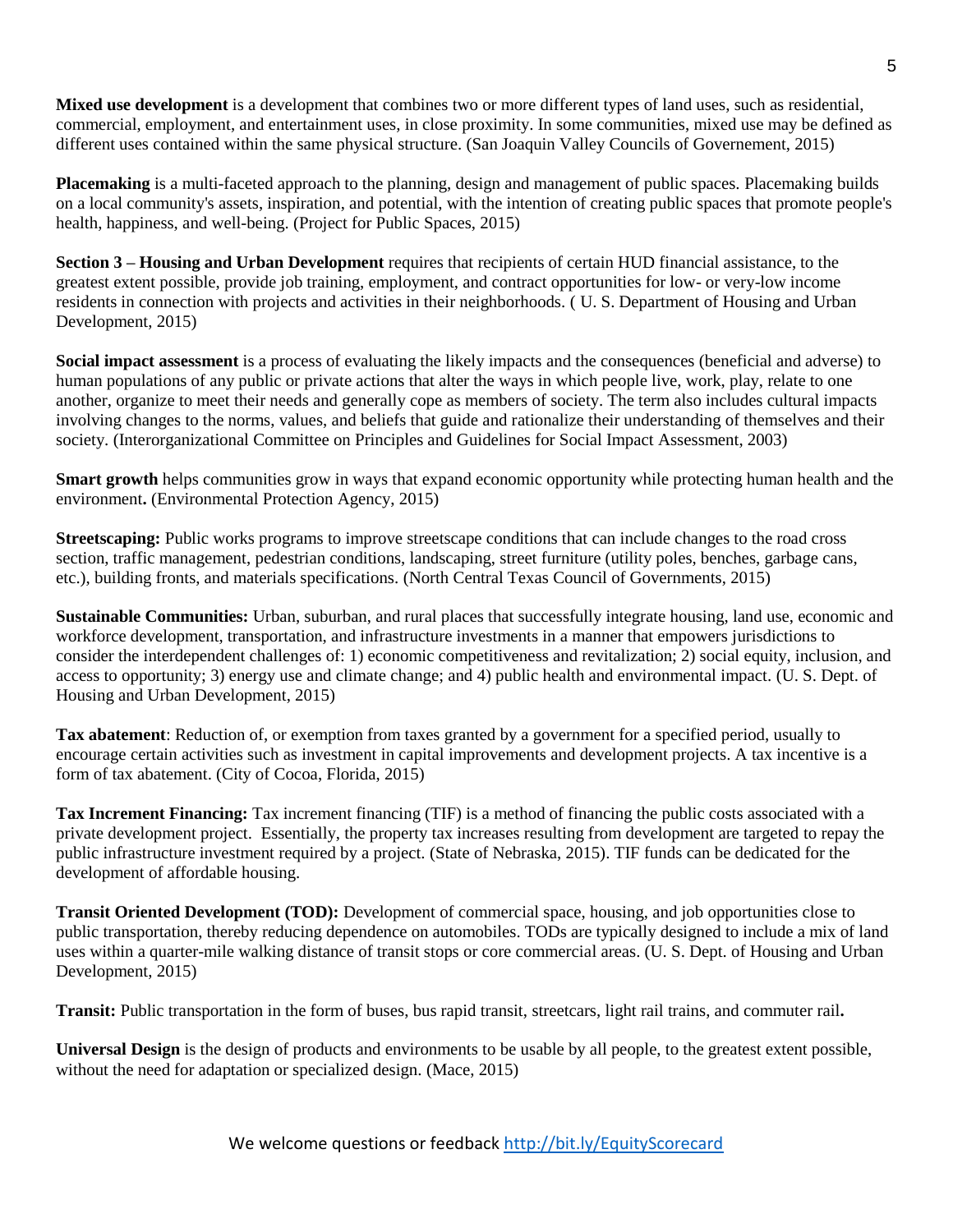**Mixed use development** is a development that combines two or more different types of land uses, such as residential, commercial, employment, and entertainment uses, in close proximity. In some communities, mixed use may be defined as different uses contained within the same physical structure. (San Joaquin Valley Councils of Governement, 2015)

**Placemaking** is a multi-faceted approach to the planning, design and management of public spaces. Placemaking builds on a local community's assets, inspiration, and potential, with the intention of creating public spaces that promote people's health, happiness, and well-being. (Project for Public Spaces, 2015)

**Section 3 – Housing and Urban Development** requires that recipients of certain HUD financial assistance, to the greatest extent possible, provide job training, employment, and contract opportunities for low- or very-low income residents in connection with projects and activities in their neighborhoods. ( U. S. Department of Housing and Urban Development, 2015)

**Social impact assessment** is a process of evaluating the likely impacts and the consequences (beneficial and adverse) to human populations of any public or private actions that alter the ways in which people live, work, play, relate to one another, organize to meet their needs and generally cope as members of society. The term also includes cultural impacts involving changes to the norms, values, and beliefs that guide and rationalize their understanding of themselves and their society. (Interorganizational Committee on Principles and Guidelines for Social Impact Assessment, 2003)

**Smart growth** helps communities grow in ways that expand economic opportunity while protecting human health and the environment**.** (Environmental Protection Agency, 2015)

**Streetscaping:** Public works programs to improve streetscape conditions that can include changes to the road cross section, traffic management, pedestrian conditions, landscaping, street furniture (utility poles, benches, garbage cans, etc.), building fronts, and materials specifications. (North Central Texas Council of Governments, 2015)

**Sustainable Communities:** Urban, suburban, and rural places that successfully integrate housing, land use, economic and workforce development, transportation, and infrastructure investments in a manner that empowers jurisdictions to consider the interdependent challenges of: 1) economic competitiveness and revitalization; 2) social equity, inclusion, and access to opportunity; 3) energy use and climate change; and 4) public health and environmental impact. (U. S. Dept. of Housing and Urban Development, 2015)

**Tax abatement**: Reduction of, or exemption from taxes granted by a government for a specified period, usually to encourage certain activities such as investment in capital improvements and development projects. A tax incentive is a form of tax abatement. (City of Cocoa, Florida, 2015)

**Tax Increment Financing:** Tax increment financing (TIF) is a method of financing the public costs associated with a private development project. Essentially, the property tax increases resulting from development are targeted to repay the public infrastructure investment required by a project. (State of Nebraska, 2015). TIF funds can be dedicated for the development of affordable housing.

**Transit Oriented Development (TOD):** Development of commercial space, housing, and job opportunities close to public transportation, thereby reducing dependence on automobiles. TODs are typically designed to include a mix of land uses within a quarter-mile walking distance of transit stops or core commercial areas. (U. S. Dept. of Housing and Urban Development, 2015)

**Transit:** Public transportation in the form of buses, bus rapid transit, streetcars, light rail trains, and commuter rail**.**

**Universal Design** is the design of products and environments to be usable by all people, to the greatest extent possible, without the need for adaptation or specialized design. (Mace, 2015)

We welcome questions or feedback http://bit.ly/EquityScorecard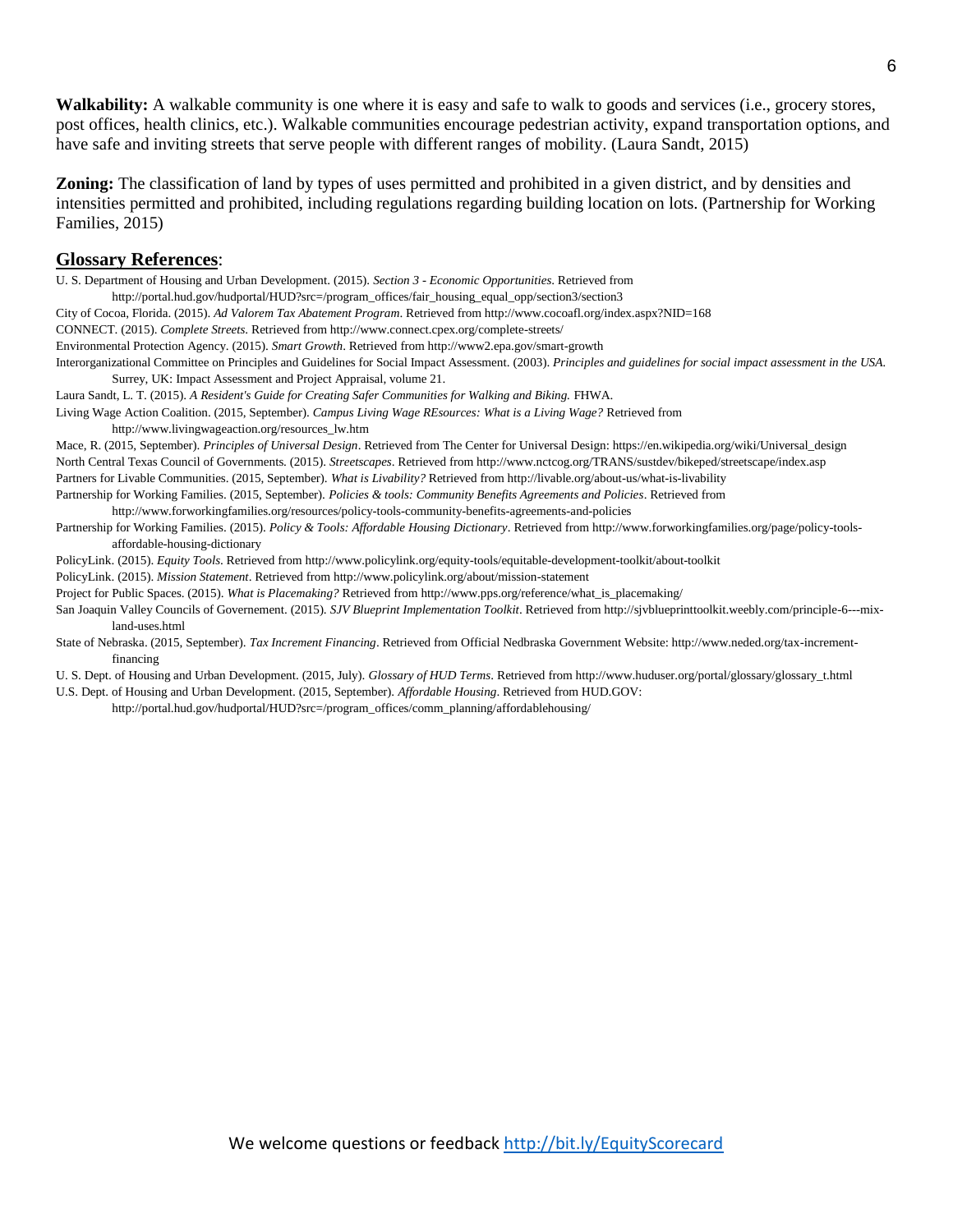**Walkability:** A walkable community is one where it is easy and safe to walk to goods and services (i.e., grocery stores, post offices, health clinics, etc.). Walkable communities encourage pedestrian activity, expand transportation options, and have safe and inviting streets that serve people with different ranges of mobility. (Laura Sandt, 2015)

**Zoning:** The classification of land by types of uses permitted and prohibited in a given district, and by densities and intensities permitted and prohibited, including regulations regarding building location on lots. (Partnership for Working Families, 2015)

## Glossary References:

U. S. Department of Housing and Urban Development. (2015). *Section 3 - Economic Opportunities*. Retrieved from http://portal.hud.gov/hudportal/HUD?src=/program_offices/fair_housing_equal_opp/section3/section3

City of Cocoa, Florida. (2015). *Ad Valorem Tax Abatement Program*. Retrieved from http://www.cocoafl.org/index.aspx?NID=168

CONNECT. (2015). *Complete Streets*. Retrieved from http://www.connect.cpex.org/complete-streets/

Environmental Protection Agency. (2015). *Smart Growth*. Retrieved from http://www2.epa.gov/smart-growth

Interorganizational Committee on Principles and Guidelines for Social Impact Assessment. (2003). *Principles and guidelines for social impact assessment in the USA*. Surrey, UK: Impact Assessment and Project Appraisal, volume 21.

Laura Sandt, L. T. (2015). *A Resident's Guide for Creating Safer Communities for Walking and Biking*. FHWA.

Living Wage Action Coalition. (2015, September). *Campus Living Wage REsources: What is a Living Wage?* Retrieved from http://www.livingwageaction.org/resources_lw.htm

Mace, R. (2015, September). *Principles of Universal Design*. Retrieved from The Center for Universal Design: https://en.wikipedia.org/wiki/Universal_design

North Central Texas Council of Governments. (2015). *Streetscapes*. Retrieved from http://www.nctcog.org/TRANS/sustdev/bikeped/streetscape/index.asp

Partners for Livable Communities. (2015, September). *What is Livability?* Retrieved from http://livable.org/about-us/what-is-livability

Partnership for Working Families. (2015, September). *Policies & tools: Community Benefits Agreements and Policies*. Retrieved from http://www.forworkingfamilies.org/resources/policy-tools-community-benefits-agreements-and-policies

Partnership for Working Families. (2015). *Policy & Tools: Affordable Housing Dictionary*. Retrieved from http://www.forworkingfamilies.org/page/policy-tools-affordable-housing-dictionary

PolicyLink. (2015). *Equity Tools*. Retrieved from http://www.policylink.org/equity-tools/equitable-development-toolkit/about-toolkit

PolicyLink. (2015). *Mission Statement*. Retrieved from http://www.policylink.org/about/mission-statement

Project for Public Spaces. (2015). *What is Placemaking?* Retrieved from http://www.pps.org/reference/what_is_placemaking/

San Joaquin Valley Councils of Governement. (2015). *SJV Blueprint Implementation Toolkit*. Retrieved from http://sjvblueprinttoolkit.weebly.com/principle-6---mix-land-uses.html

State of Nebraska. (2015, September). *Tax Increment Financing*. Retrieved from Official Nedbraska Government Website: http://www.neded.org/tax-increment-financing

U. S. Dept. of Housing and Urban Development. (2015, July). *Glossary of HUD Terms*. Retrieved from http://www.huduser.org/portal/glossary/glossary_t.html

U.S. Dept. of Housing and Urban Development. (2015, September). *Affordable Housing*. Retrieved from HUD.GOV: http://portal.hud.gov/hudportal/HUD?src=/program_offices/comm_planning/affordablehousing/

We welcome questions or feedback http://bit.ly/EquityScorecard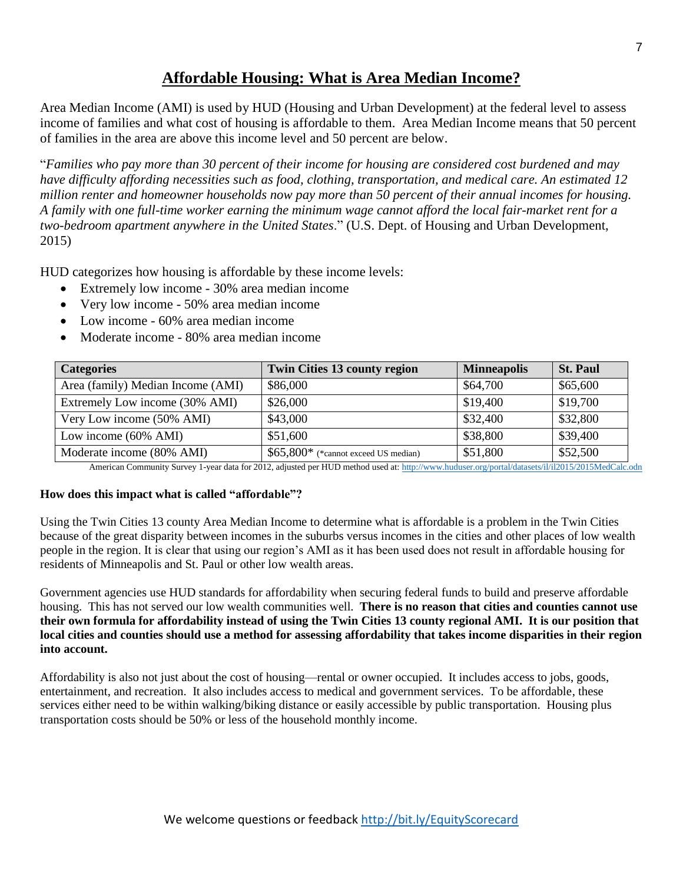# Affordable Housing: What is Area Median Income?

Area Median Income (AMI) is used by HUD (Housing and Urban Development) at the federal level to assess income of families and what cost of housing is affordable to them. Area Median Income means that 50 percent of families in the area are above this income level and 50 percent are below.

"*Families who pay more than 30 percent of their income for housing are considered cost burdened and may have difficulty affording necessities such as food, clothing, transportation, and medical care. An estimated 12 million renter and homeowner households now pay more than 50 percent of their annual incomes for housing. A family with one full-time worker earning the minimum wage cannot afford the local fair-market rent for a two-bedroom apartment anywhere in the United States*." (U.S. Dept. of Housing and Urban Development, 2015)

HUD categorizes how housing is affordable by these income levels:

- Extremely low income - 30% area median income
- Very low income - 50% area median income
- Low income - 60% area median income
- Moderate income - 80% area median income

| Categories | Twin Cities 13 county region | Minneapolis | St. Paul |
|---|---|---|---|
| Area (family) Median Income (AMI) | $86,000 | $64,700 | $65,600 |
| Extremely Low income (30% AMI) | $26,000 | $19,400 | $19,700 |
| Very Low income (50% AMI) | $43,000 | $32,400 | $32,800 |
| Low income (60% AMI) | $51,600 | $38,800 | $39,400 |
| Moderate income (80% AMI) | $65,800* (*cannot exceed US median) | $51,800 | $52,500 |

American Community Survey 1-year data for 2012, adjusted per HUD method used at: http://www.huduser.org/portal/datasets/il/il2015/2015MedCalc.odn

**How does this impact what is called "affordable"?**

Using the Twin Cities 13 county Area Median Income to determine what is affordable is a problem in the Twin Cities because of the great disparity between incomes in the suburbs versus incomes in the cities and other places of low wealth people in the region. It is clear that using our region's AMI as it has been used does not result in affordable housing for residents of Minneapolis and St. Paul or other low wealth areas.

Government agencies use HUD standards for affordability when securing federal funds to build and preserve affordable housing. This has not served our low wealth communities well. **There is no reason that cities and counties cannot use their own formula for affordability instead of using the Twin Cities 13 county regional AMI. It is our position that local cities and counties should use a method for assessing affordability that takes income disparities in their region into account.**

Affordability is also not just about the cost of housing—rental or owner occupied. It includes access to jobs, goods, entertainment, and recreation. It also includes access to medical and government services. To be affordable, these services either need to be within walking/biking distance or easily accessible by public transportation. Housing plus transportation costs should be 50% or less of the household monthly income.

We welcome questions or feedback http://bit.ly/EquityScorecard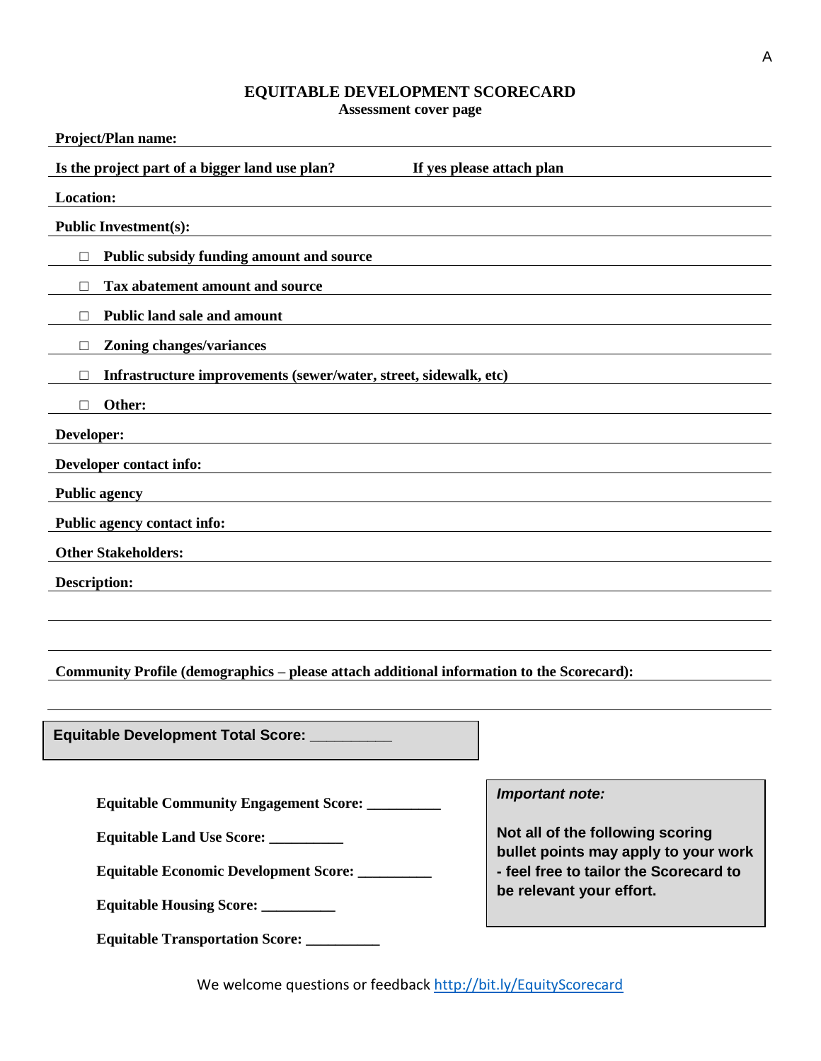# EQUITABLE DEVELOPMENT SCORECARD

**Assessment cover page**

**Project/Plan name:**

**Is the project part of a bigger land use plan?** **If yes please attach plan**

**Location:**

**Public Investment(s):**

- ☐ **Public subsidy funding amount and source**
- ☐ **Tax abatement amount and source**
- ☐ **Public land sale and amount**
- ☐ **Zoning changes/variances**
- ☐ **Infrastructure improvements (sewer/water, street, sidewalk, etc)**
- ☐ **Other:**

**Developer:**

**Developer contact info:**

**Public agency**

**Public agency contact info:**

**Other Stakeholders:**

**Description:**

**Community Profile (demographics – please attach additional information to the Scorecard):**

**Equitable Development Total Score: __________**

**Equitable Community Engagement Score: __________**

**Equitable Land Use Score: __________**

**Equitable Economic Development Score: __________**

**Equitable Housing Score: __________**

**Equitable Transportation Score: __________**

***Important note:***

**Not all of the following scoring bullet points may apply to your work - feel free to tailor the Scorecard to be relevant your effort.**

We welcome questions or feedback http://bit.ly/EquityScorecard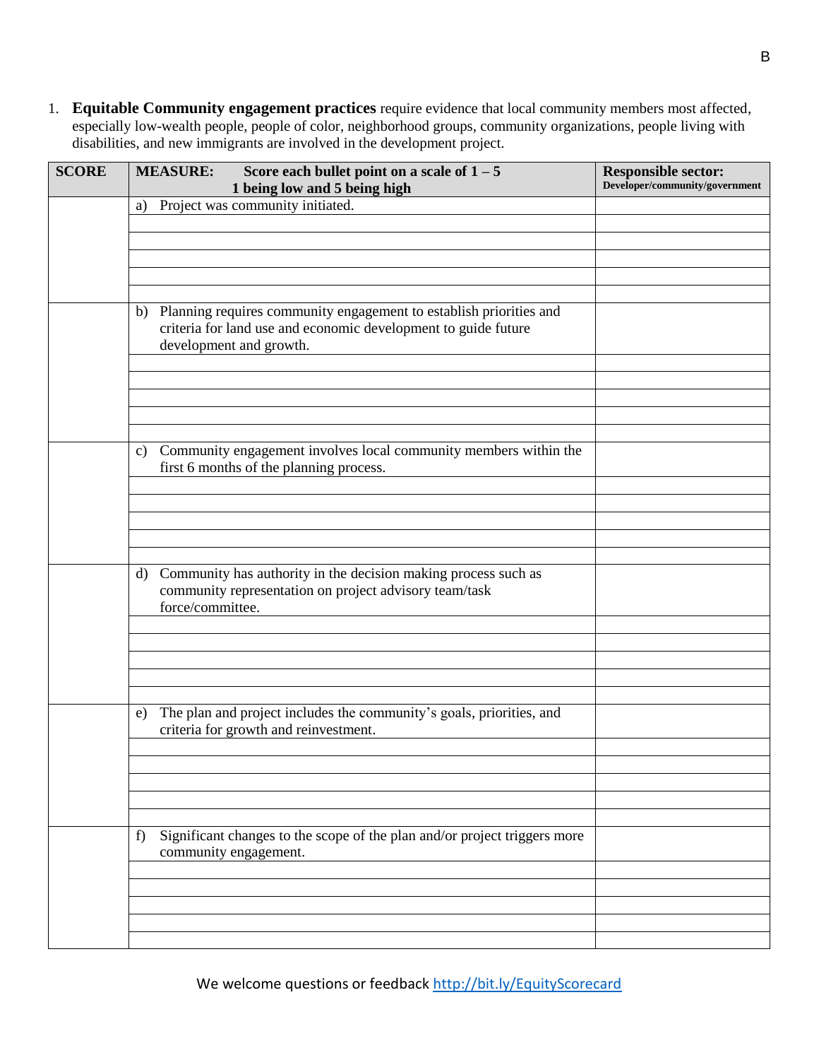1. **Equitable Community engagement practices** require evidence that local community members most affected, especially low-wealth people, people of color, neighborhood groups, community organizations, people living with disabilities, and new immigrants are involved in the development project.

| SCORE | MEASURE: Score each bullet point on a scale of 1 – 5 1 being low and 5 being high | Responsible sector: Developer/community/government |
|---|---|---|
| | a) Project was community initiated. | |
| | | |
| | | |
| | | |
| | | |
| | | |
| | b) Planning requires community engagement to establish priorities and criteria for land use and economic development to guide future development and growth. | |
| | | |
| | | |
| | | |
| | | |
| | | |
| | c) Community engagement involves local community members within the first 6 months of the planning process. | |
| | | |
| | | |
| | | |
| | | |
| | | |
| | d) Community has authority in the decision making process such as community representation on project advisory team/task force/committee. | |
| | | |
| | | |
| | | |
| | | |
| | | |
| | e) The plan and project includes the community's goals, priorities, and criteria for growth and reinvestment. | |
| | | |
| | | |
| | | |
| | | |
| | | |
| | f) Significant changes to the scope of the plan and/or project triggers more community engagement. | |
| | | |
| | | |
| | | |
| | | |
| | | |

We welcome questions or feedback http://bit.ly/EquityScorecard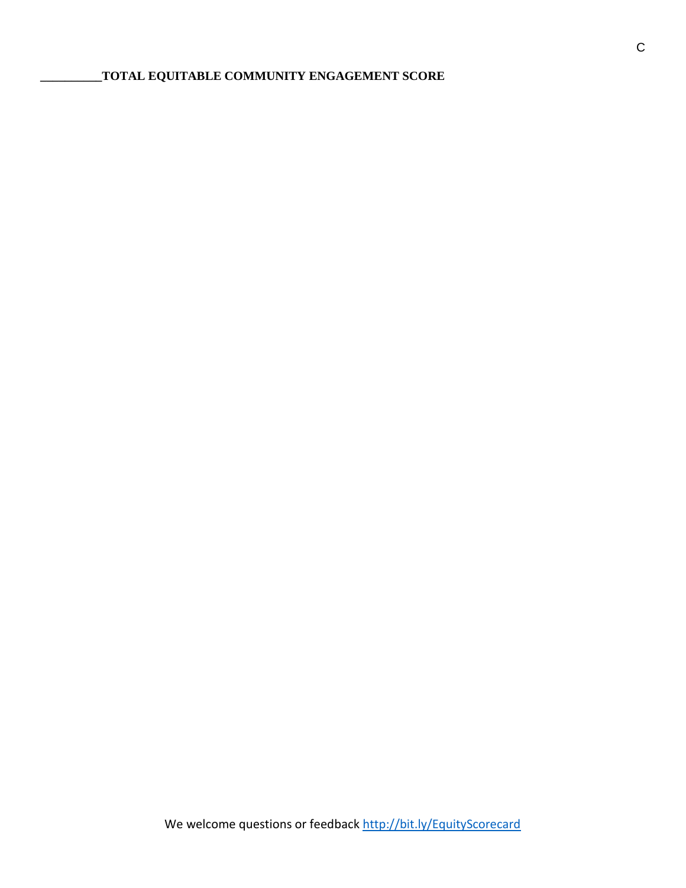C

**__________TOTAL EQUITABLE COMMUNITY ENGAGEMENT SCORE**

We welcome questions or feedback http://bit.ly/EquityScorecard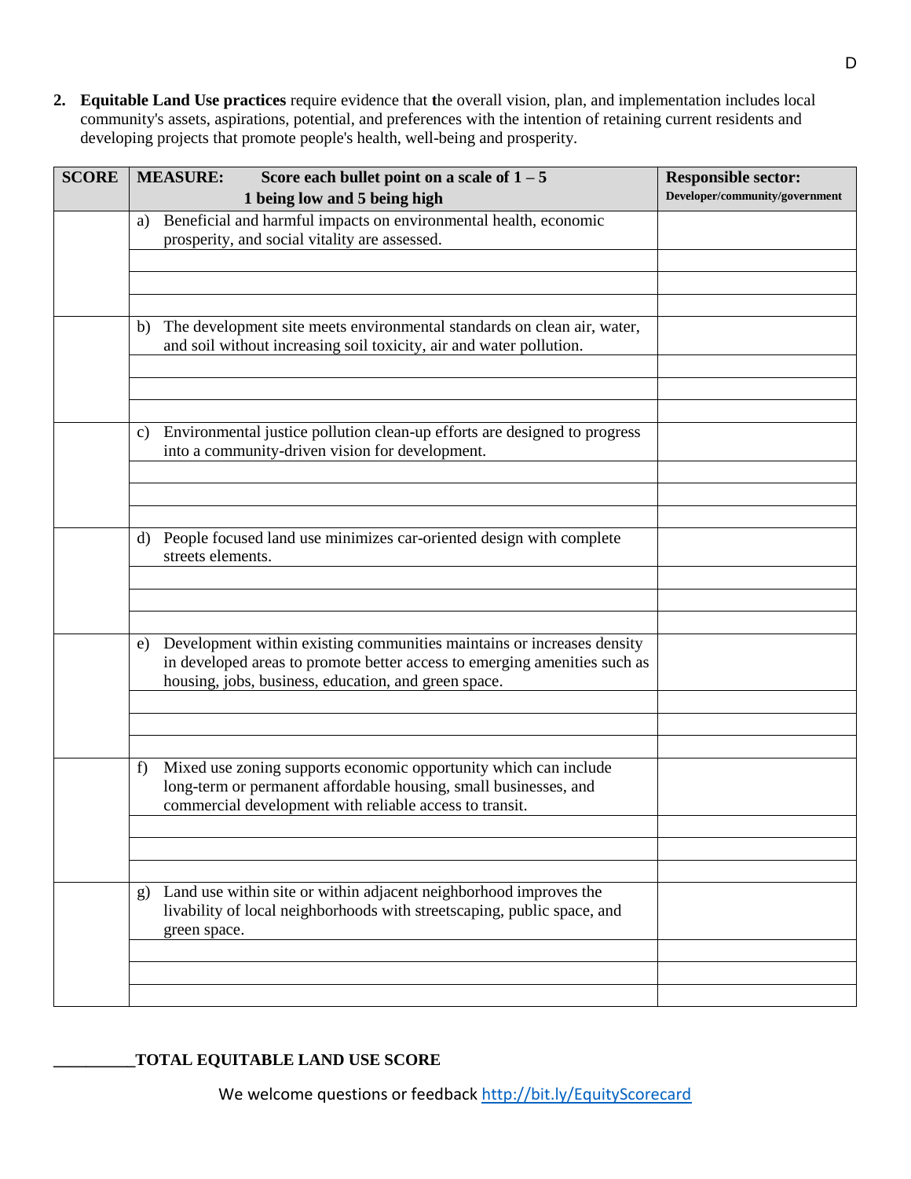2. **Equitable Land Use practices** require evidence that the overall vision, plan, and implementation includes local community's assets, aspirations, potential, and preferences with the intention of retaining current residents and developing projects that promote people's health, well-being and prosperity.

| SCORE | MEASURE: Score each bullet point on a scale of 1 – 5, 1 being low and 5 being high | Responsible sector: Developer/community/government |
|---|---|---|
| | a) Beneficial and harmful impacts on environmental health, economic prosperity, and social vitality are assessed. | |
| | | |
| | | |
| | | |
| | b) The development site meets environmental standards on clean air, water, and soil without increasing soil toxicity, air and water pollution. | |
| | | |
| | | |
| | | |
| | c) Environmental justice pollution clean-up efforts are designed to progress into a community-driven vision for development. | |
| | | |
| | | |
| | | |
| | d) People focused land use minimizes car-oriented design with complete streets elements. | |
| | | |
| | | |
| | | |
| | e) Development within existing communities maintains or increases density in developed areas to promote better access to emerging amenities such as housing, jobs, business, education, and green space. | |
| | | |
| | | |
| | | |
| | f) Mixed use zoning supports economic opportunity which can include long-term or permanent affordable housing, small businesses, and commercial development with reliable access to transit. | |
| | | |
| | | |
| | | |
| | g) Land use within site or within adjacent neighborhood improves the livability of local neighborhoods with streetscaping, public space, and green space. | |
| | | |
| | | |
| | | |

**__________TOTAL EQUITABLE LAND USE SCORE**

We welcome questions or feedback http://bit.ly/EquityScorecard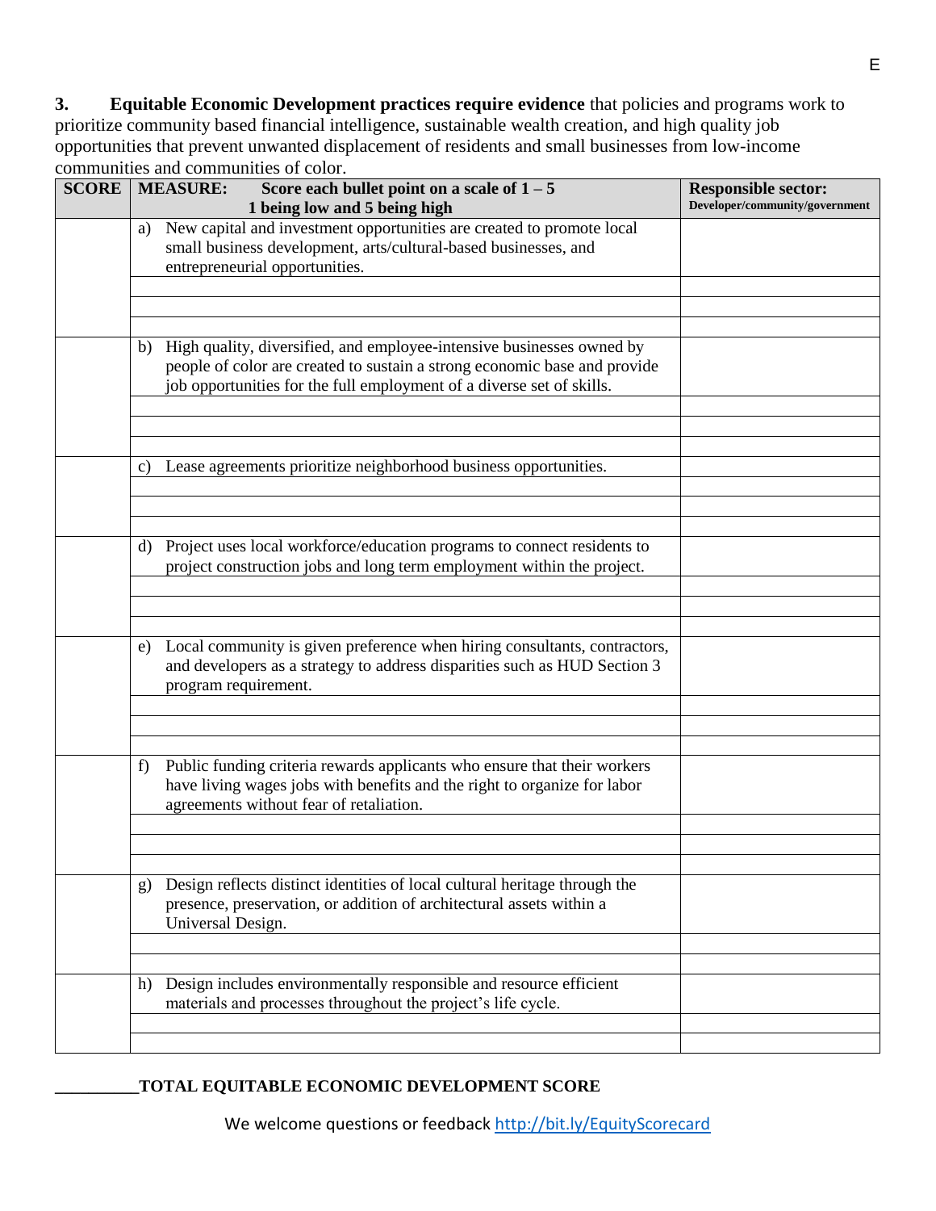**3. Equitable Economic Development practices require evidence** that policies and programs work to prioritize community based financial intelligence, sustainable wealth creation, and high quality job opportunities that prevent unwanted displacement of residents and small businesses from low-income communities and communities of color.

| SCORE | MEASURE: Score each bullet point on a scale of 1 – 5 1 being low and 5 being high | Responsible sector: Developer/community/government |
|---|---|---|
| | a) New capital and investment opportunities are created to promote local small business development, arts/cultural-based businesses, and entrepreneurial opportunities. | |
| | | |
| | | |
| | | |
| | b) High quality, diversified, and employee-intensive businesses owned by people of color are created to sustain a strong economic base and provide job opportunities for the full employment of a diverse set of skills. | |
| | | |
| | | |
| | | |
| | c) Lease agreements prioritize neighborhood business opportunities. | |
| | | |
| | | |
| | | |
| | d) Project uses local workforce/education programs to connect residents to project construction jobs and long term employment within the project. | |
| | | |
| | | |
| | | |
| | e) Local community is given preference when hiring consultants, contractors, and developers as a strategy to address disparities such as HUD Section 3 program requirement. | |
| | | |
| | | |
| | | |
| | f) Public funding criteria rewards applicants who ensure that their workers have living wages jobs with benefits and the right to organize for labor agreements without fear of retaliation. | |
| | | |
| | | |
| | | |
| | g) Design reflects distinct identities of local cultural heritage through the presence, preservation, or addition of architectural assets within a Universal Design. | |
| | | |
| | | |
| | h) Design includes environmentally responsible and resource efficient materials and processes throughout the project's life cycle. | |
| | | |
| | | |

__________**TOTAL EQUITABLE ECONOMIC DEVELOPMENT SCORE**

We welcome questions or feedback http://bit.ly/EquityScorecard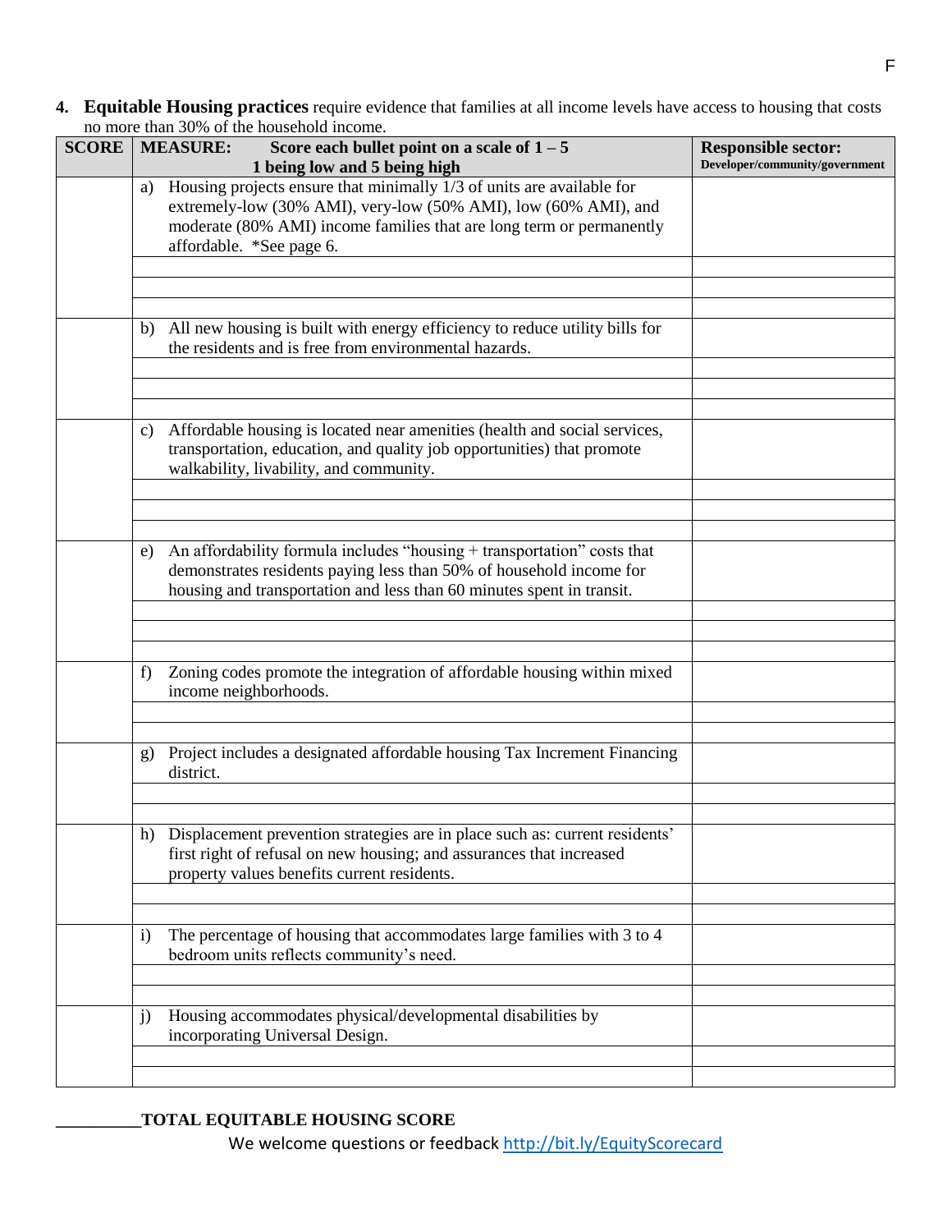4. **Equitable Housing practices** require evidence that families at all income levels have access to housing that costs no more than 30% of the household income.

| SCORE | MEASURE: Score each bullet point on a scale of 1 – 5 1 being low and 5 being high | Responsible sector: Developer/community/government |
|---|---|---|
| | a) Housing projects ensure that minimally 1/3 of units are available for extremely-low (30% AMI), very-low (50% AMI), low (60% AMI), and moderate (80% AMI) income families that are long term or permanently affordable. *See page 6. | |
| | | |
| | | |
| | | |
| | b) All new housing is built with energy efficiency to reduce utility bills for the residents and is free from environmental hazards. | |
| | | |
| | | |
| | | |
| | c) Affordable housing is located near amenities (health and social services, transportation, education, and quality job opportunities) that promote walkability, livability, and community. | |
| | | |
| | | |
| | | |
| | e) An affordability formula includes "housing + transportation" costs that demonstrates residents paying less than 50% of household income for housing and transportation and less than 60 minutes spent in transit. | |
| | | |
| | | |
| | | |
| | f) Zoning codes promote the integration of affordable housing within mixed income neighborhoods. | |
| | | |
| | | |
| | g) Project includes a designated affordable housing Tax Increment Financing district. | |
| | | |
| | | |
| | h) Displacement prevention strategies are in place such as: current residents' first right of refusal on new housing; and assurances that increased property values benefits current residents. | |
| | | |
| | | |
| | i) The percentage of housing that accommodates large families with 3 to 4 bedroom units reflects community's need. | |
| | | |
| | | |
| | j) Housing accommodates physical/developmental disabilities by incorporating Universal Design. | |
| | | |
| | | |

__________**TOTAL EQUITABLE HOUSING SCORE**

We welcome questions or feedback http://bit.ly/EquityScorecard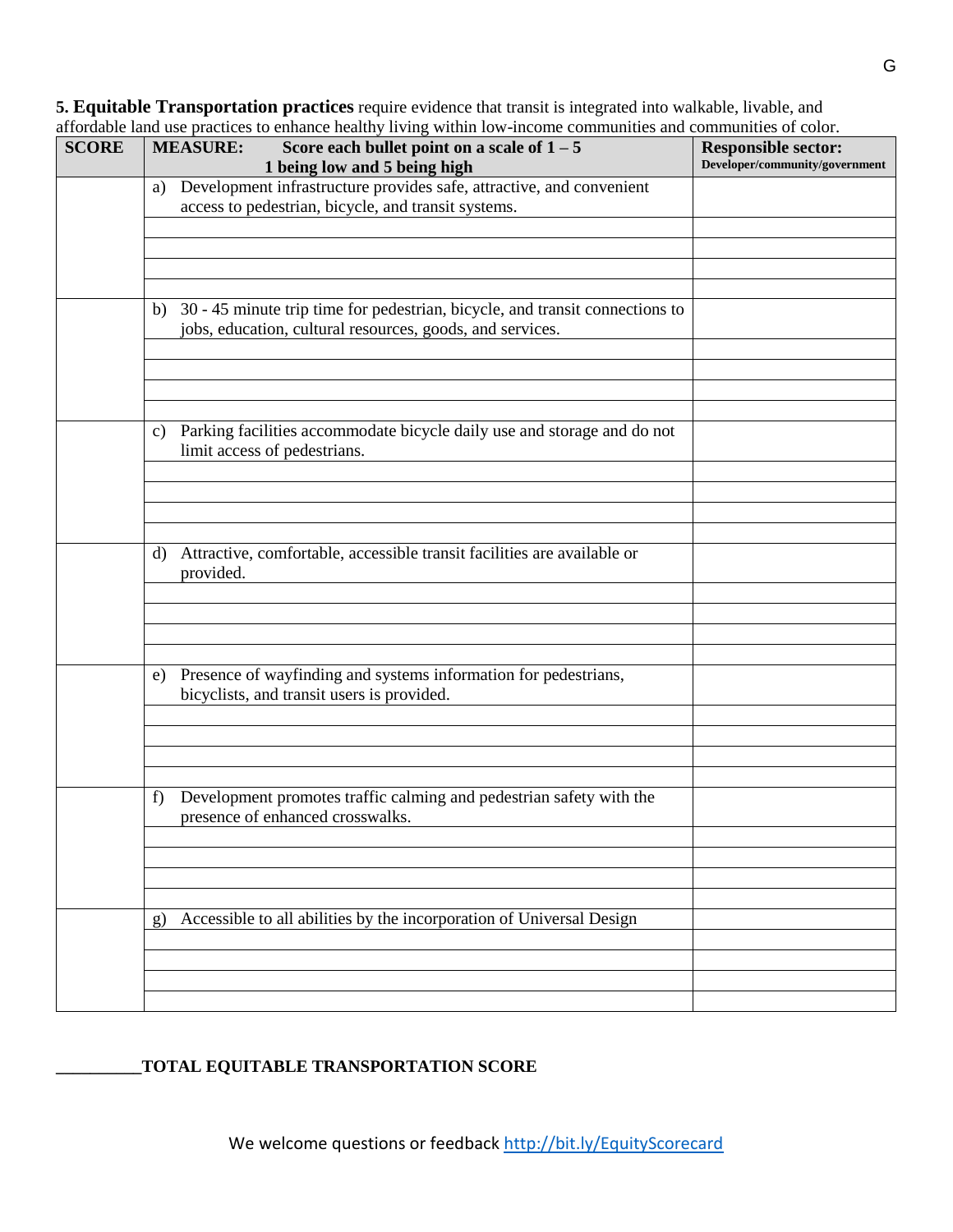**5. Equitable Transportation practices** require evidence that transit is integrated into walkable, livable, and affordable land use practices to enhance healthy living within low-income communities and communities of color.

| SCORE | MEASURE: Score each bullet point on a scale of 1 – 5 1 being low and 5 being high | Responsible sector: Developer/community/government |
|---|---|---|
| | a) Development infrastructure provides safe, attractive, and convenient access to pedestrian, bicycle, and transit systems. | |
| | | |
| | | |
| | | |
| | | |
| | b) 30 - 45 minute trip time for pedestrian, bicycle, and transit connections to jobs, education, cultural resources, goods, and services. | |
| | | |
| | | |
| | | |
| | | |
| | c) Parking facilities accommodate bicycle daily use and storage and do not limit access of pedestrians. | |
| | | |
| | | |
| | | |
| | | |
| | d) Attractive, comfortable, accessible transit facilities are available or provided. | |
| | | |
| | | |
| | | |
| | | |
| | e) Presence of wayfinding and systems information for pedestrians, bicyclists, and transit users is provided. | |
| | | |
| | | |
| | | |
| | | |
| | f) Development promotes traffic calming and pedestrian safety with the presence of enhanced crosswalks. | |
| | | |
| | | |
| | | |
| | | |
| | g) Accessible to all abilities by the incorporation of Universal Design | |
| | | |
| | | |
| | | |
| | | |

**__________TOTAL EQUITABLE TRANSPORTATION SCORE**

We welcome questions or feedback http://bit.ly/EquityScorecard